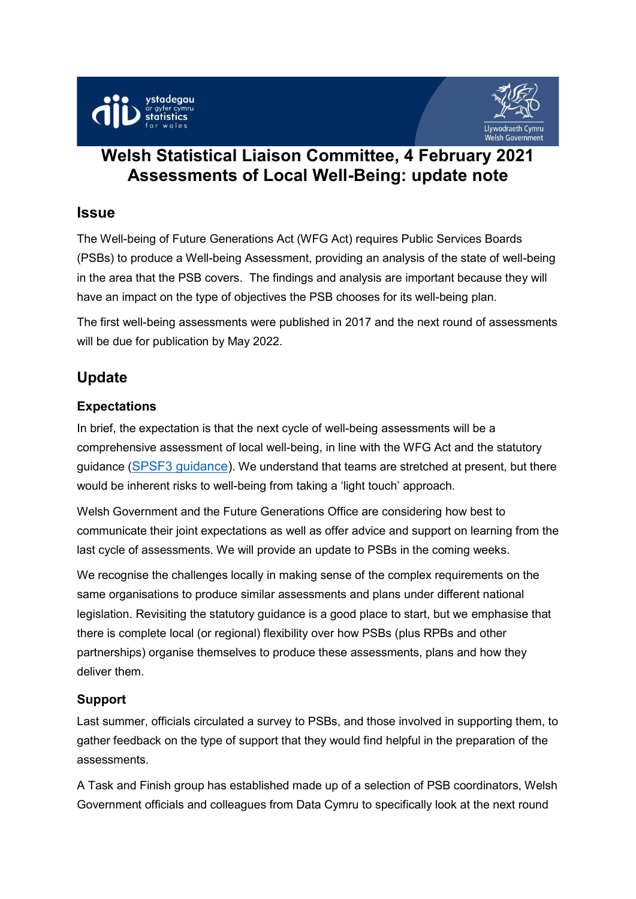# Welsh Statistical Liaison Committee, 4 February 2021 Assessments of Local Well-Being: update note

## Issue

The Well-being of Future Generations Act (WFG Act) requires Public Services Boards (PSBs) to produce a Well-being Assessment, providing an analysis of the state of well-being in the area that the PSB covers. The findings and analysis are important because they will have an impact on the type of objectives the PSB chooses for its well-being plan.

The first well-being assessments were published in 2017 and the next round of assessments will be due for publication by May 2022.

## Update

### Expectations

In brief, the expectation is that the next cycle of well-being assessments will be a comprehensive assessment of local well-being, in line with the WFG Act and the statutory guidance (SPSF3 guidance). We understand that teams are stretched at present, but there would be inherent risks to well-being from taking a 'light touch' approach.

Welsh Government and the Future Generations Office are considering how best to communicate their joint expectations as well as offer advice and support on learning from the last cycle of assessments. We will provide an update to PSBs in the coming weeks.

We recognise the challenges locally in making sense of the complex requirements on the same organisations to produce similar assessments and plans under different national legislation. Revisiting the statutory guidance is a good place to start, but we emphasise that there is complete local (or regional) flexibility over how PSBs (plus RPBs and other partnerships) organise themselves to produce these assessments, plans and how they deliver them.

### Support

Last summer, officials circulated a survey to PSBs, and those involved in supporting them, to gather feedback on the type of support that they would find helpful in the preparation of the assessments.

A Task and Finish group has established made up of a selection of PSB coordinators, Welsh Government officials and colleagues from Data Cymru to specifically look at the next round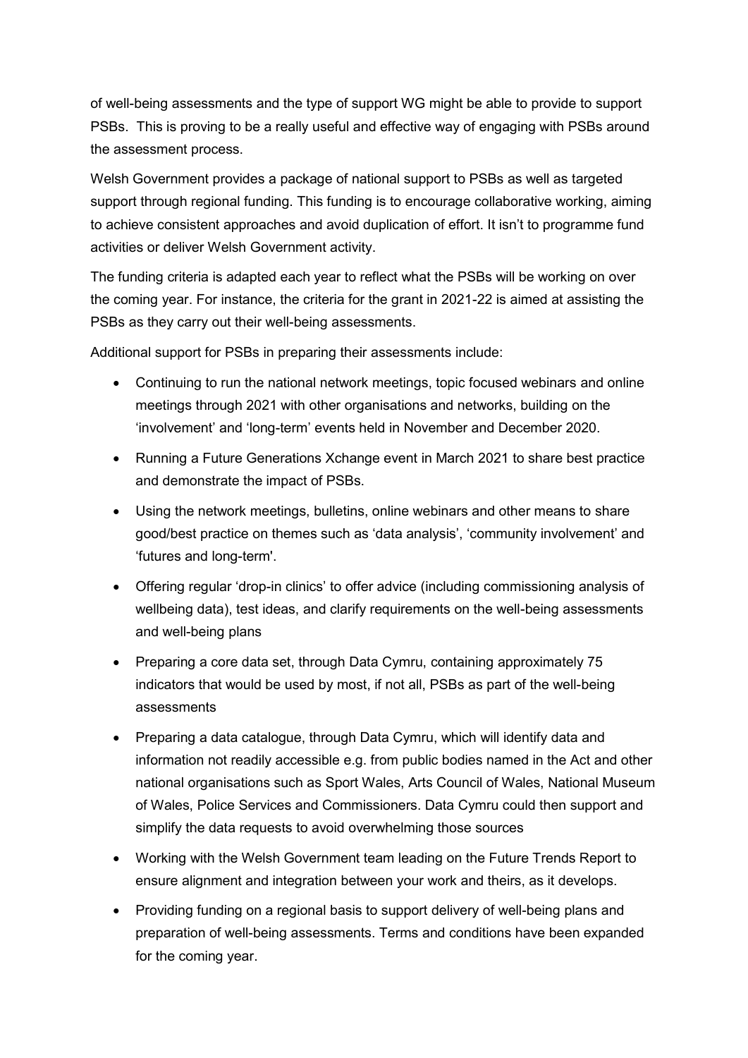of well-being assessments and the type of support WG might be able to provide to support PSBs. This is proving to be a really useful and effective way of engaging with PSBs around the assessment process.

Welsh Government provides a package of national support to PSBs as well as targeted support through regional funding. This funding is to encourage collaborative working, aiming to achieve consistent approaches and avoid duplication of effort. It isn't to programme fund activities or deliver Welsh Government activity.

The funding criteria is adapted each year to reflect what the PSBs will be working on over the coming year. For instance, the criteria for the grant in 2021-22 is aimed at assisting the PSBs as they carry out their well-being assessments.

Additional support for PSBs in preparing their assessments include:

- Continuing to run the national network meetings, topic focused webinars and online meetings through 2021 with other organisations and networks, building on the 'involvement' and 'long-term' events held in November and December 2020.
- Running a Future Generations Xchange event in March 2021 to share best practice and demonstrate the impact of PSBs.
- Using the network meetings, bulletins, online webinars and other means to share good/best practice on themes such as 'data analysis', 'community involvement' and 'futures and long-term'.
- Offering regular 'drop-in clinics' to offer advice (including commissioning analysis of wellbeing data), test ideas, and clarify requirements on the well-being assessments and well-being plans
- Preparing a core data set, through Data Cymru, containing approximately 75 indicators that would be used by most, if not all, PSBs as part of the well-being assessments
- Preparing a data catalogue, through Data Cymru, which will identify data and information not readily accessible e.g. from public bodies named in the Act and other national organisations such as Sport Wales, Arts Council of Wales, National Museum of Wales, Police Services and Commissioners. Data Cymru could then support and simplify the data requests to avoid overwhelming those sources
- Working with the Welsh Government team leading on the Future Trends Report to ensure alignment and integration between your work and theirs, as it develops.
- Providing funding on a regional basis to support delivery of well-being plans and preparation of well-being assessments. Terms and conditions have been expanded for the coming year.